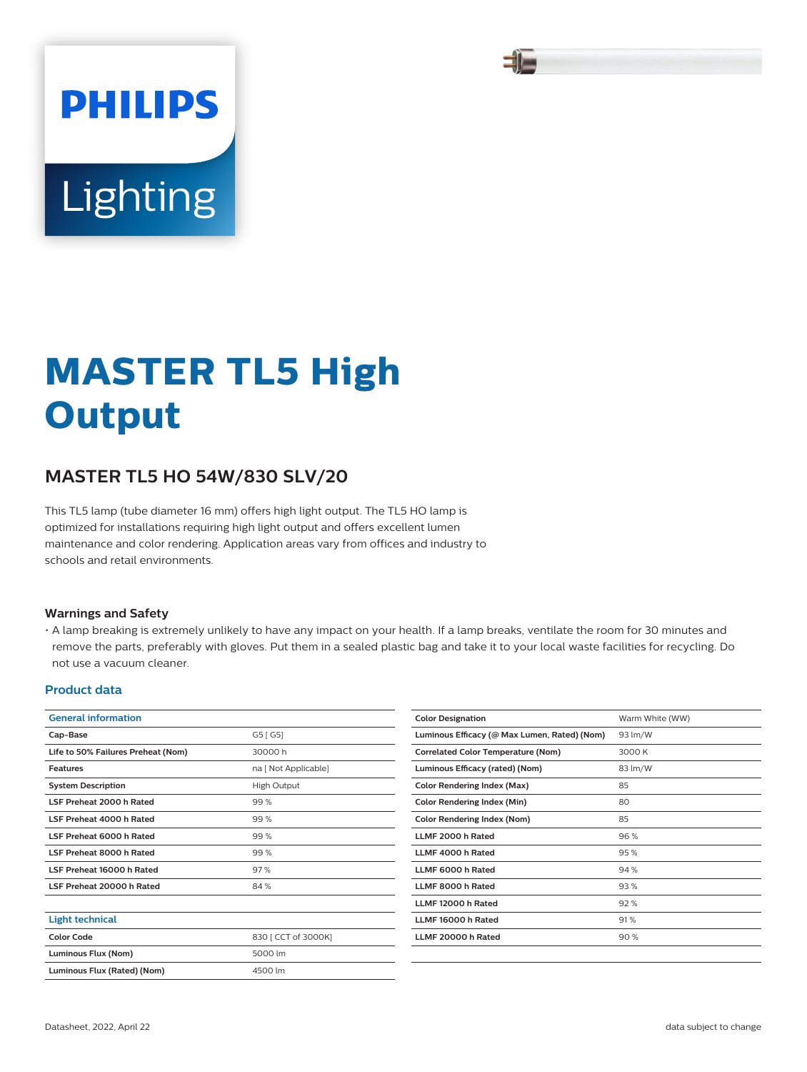# MASTER TL5 High Output

## MASTER TL5 HO 54W/830 SLV/20

This TL5 lamp (tube diameter 16 mm) offers high light output. The TL5 HO lamp is optimized for installations requiring high light output and offers excellent lumen maintenance and color rendering. Application areas vary from offices and industry to schools and retail environments.

### Warnings and Safety

- A lamp breaking is extremely unlikely to have any impact on your health. If a lamp breaks, ventilate the room for 30 minutes and remove the parts, preferably with gloves. Put them in a sealed plastic bag and take it to your local waste facilities for recycling. Do not use a vacuum cleaner.

### Product data

| General information | |
|---|---|
| **Cap-Base** | G5 [ G5] |
| **Life to 50% Failures Preheat (Nom)** | 30000 h |
| **Features** | na [ Not Applicable] |
| **System Description** | High Output |
| **LSF Preheat 2000 h Rated** | 99 % |
| **LSF Preheat 4000 h Rated** | 99 % |
| **LSF Preheat 6000 h Rated** | 99 % |
| **LSF Preheat 8000 h Rated** | 99 % |
| **LSF Preheat 16000 h Rated** | 97 % |
| **LSF Preheat 20000 h Rated** | 84 % |

| Light technical | |
|---|---|
| **Color Code** | 830 [ CCT of 3000K] |
| **Luminous Flux (Nom)** | 5000 lm |
| **Luminous Flux (Rated) (Nom)** | 4500 lm |
| **Color Designation** | Warm White (WW) |
| **Luminous Efficacy (@ Max Lumen, Rated) (Nom)** | 93 lm/W |
| **Correlated Color Temperature (Nom)** | 3000 K |
| **Luminous Efficacy (rated) (Nom)** | 83 lm/W |
| **Color Rendering Index (Max)** | 85 |
| **Color Rendering Index (Min)** | 80 |
| **Color Rendering Index (Nom)** | 85 |
| **LLMF 2000 h Rated** | 96 % |
| **LLMF 4000 h Rated** | 95 % |
| **LLMF 6000 h Rated** | 94 % |
| **LLMF 8000 h Rated** | 93 % |
| **LLMF 12000 h Rated** | 92 % |
| **LLMF 16000 h Rated** | 91 % |
| **LLMF 20000 h Rated** | 90 % |

Datasheet, 2022, April 22 — data subject to change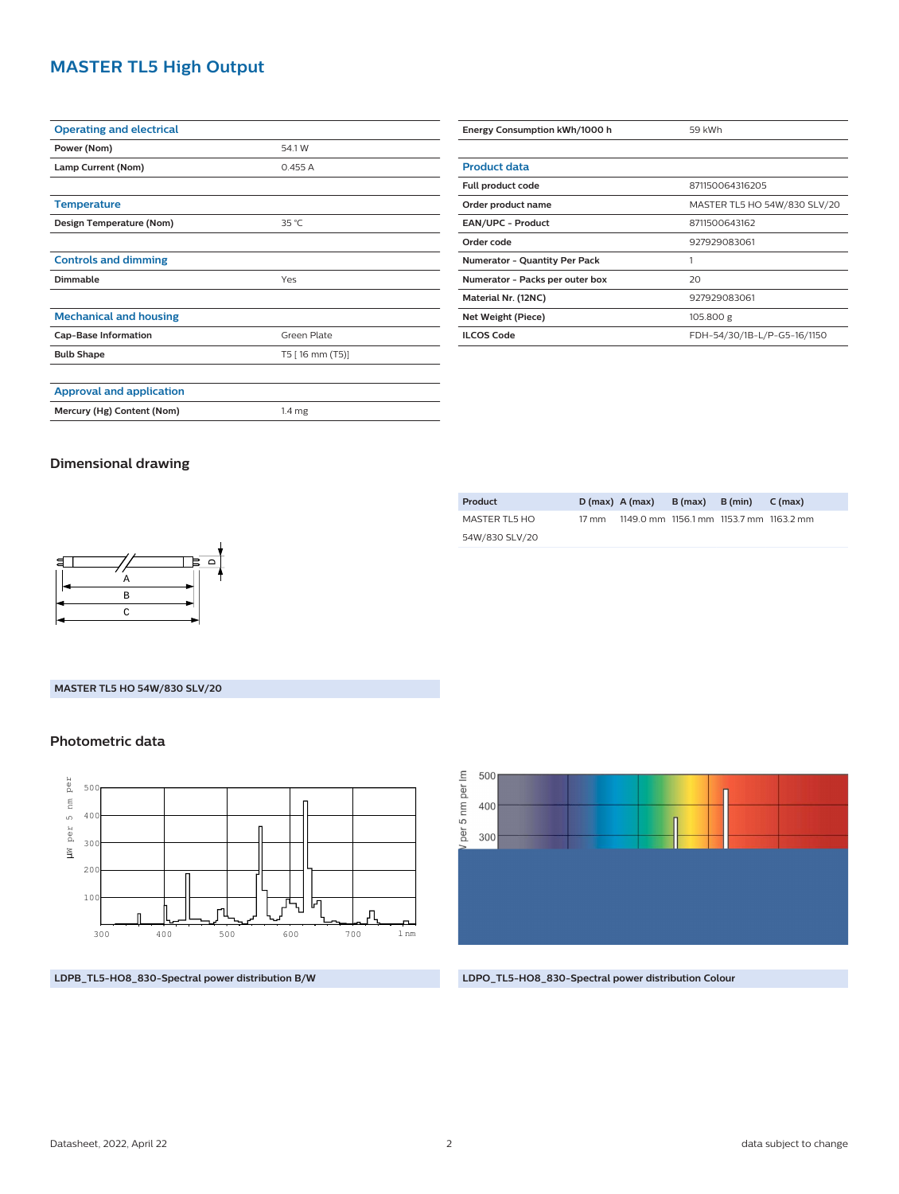# MASTER TL5 High Output

| Operating and electrical | |
|---|---|
| Power (Nom) | 54.1 W |
| Lamp Current (Nom) | 0.455 A |

| Temperature | |
|---|---|
| Design Temperature (Nom) | 35 °C |

| Controls and dimming | |
|---|---|
| Dimmable | Yes |

| Mechanical and housing | |
|---|---|
| Cap-Base Information | Green Plate |
| Bulb Shape | T5 [ 16 mm (T5)] |

| Approval and application | |
|---|---|
| Mercury (Hg) Content (Nom) | 1.4 mg |

| | |
|---|---|
| Energy Consumption kWh/1000 h | 59 kWh |

| Product data | |
|---|---|
| Full product code | 871150064316205 |
| Order product name | MASTER TL5 HO 54W/830 SLV/20 |
| EAN/UPC - Product | 8711500643162 |
| Order code | 927929083061 |
| Numerator - Quantity Per Pack | 1 |
| Numerator - Packs per outer box | 20 |
| Material Nr. (12NC) | 927929083061 |
| Net Weight (Piece) | 105.800 g |
| ILCOS Code | FDH-54/30/1B-L/P-G5-16/1150 |

## Dimensional drawing

| Product | D (max) | A (max) | B (max) | B (min) | C (max) |
|---|---|---|---|---|---|
| MASTER TL5 HO 54W/830 SLV/20 | 17 mm | 1149.0 mm | 1156.1 mm | 1153.7 mm | 1163.2 mm |

MASTER TL5 HO 54W/830 SLV/20

## Photometric data

LDPB_TL5-HO8_830-Spectral power distribution B/W

LDPO_TL5-HO8_830-Spectral power distribution Colour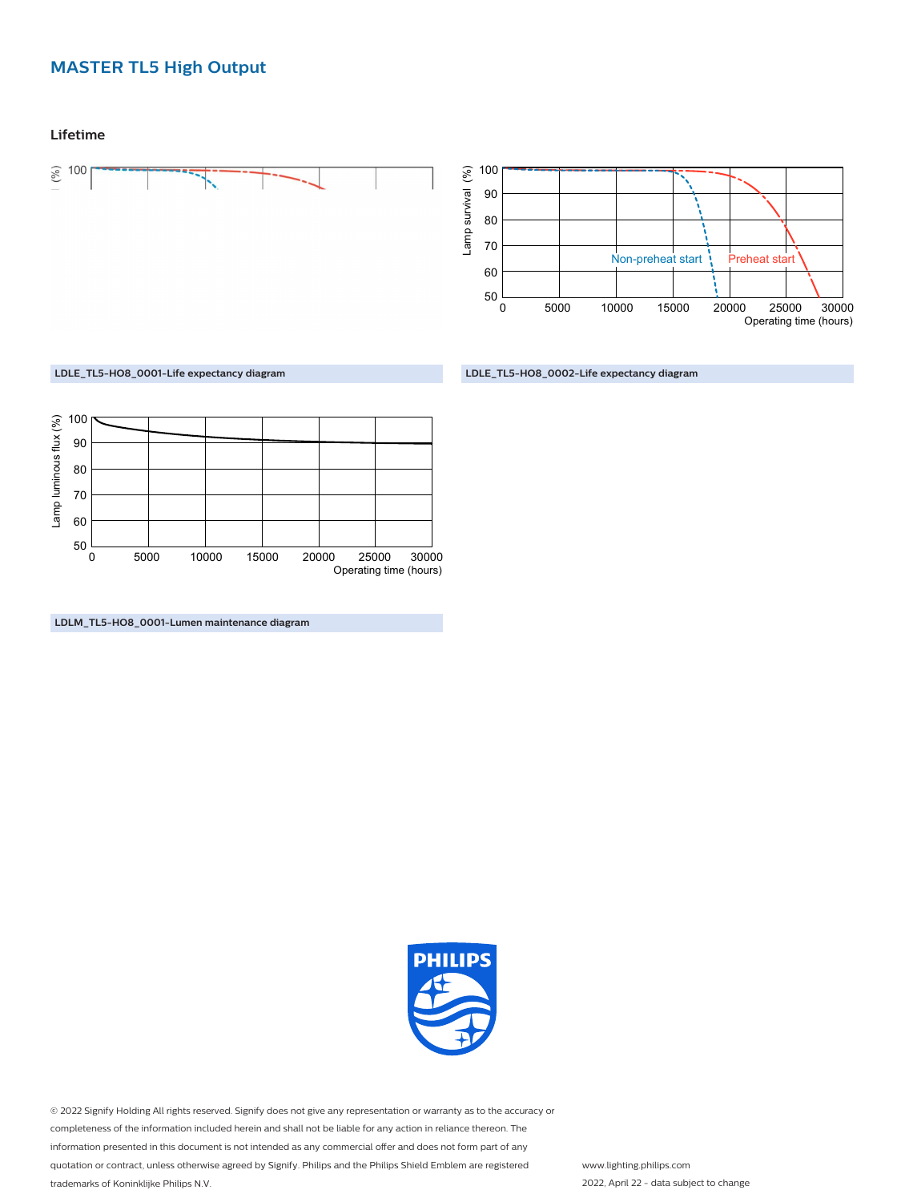## MASTER TL5 High Output

### Lifetime

(%) 100

LDLE_TL5-HO8_0001-Life expectancy diagram

Lamp survival (%)
100
90
80
70
60
50
0 5000 10000 15000 20000 25000 30000
Operating time (hours)
Non-preheat start
Preheat start

LDLE_TL5-HO8_0002-Life expectancy diagram

Lamp luminous flux (%)
100
90
80
70
60
50
0 5000 10000 15000 20000 25000 30000
Operating time (hours)

LDLM_TL5-HO8_0001-Lumen maintenance diagram

© 2022 Signify Holding All rights reserved. Signify does not give any representation or warranty as to the accuracy or completeness of the information included herein and shall not be liable for any action in reliance thereon. The information presented in this document is not intended as any commercial offer and does not form part of any quotation or contract, unless otherwise agreed by Signify. Philips and the Philips Shield Emblem are registered trademarks of Koninklijke Philips N.V.

www.lighting.philips.com

2022, April 22 - data subject to change